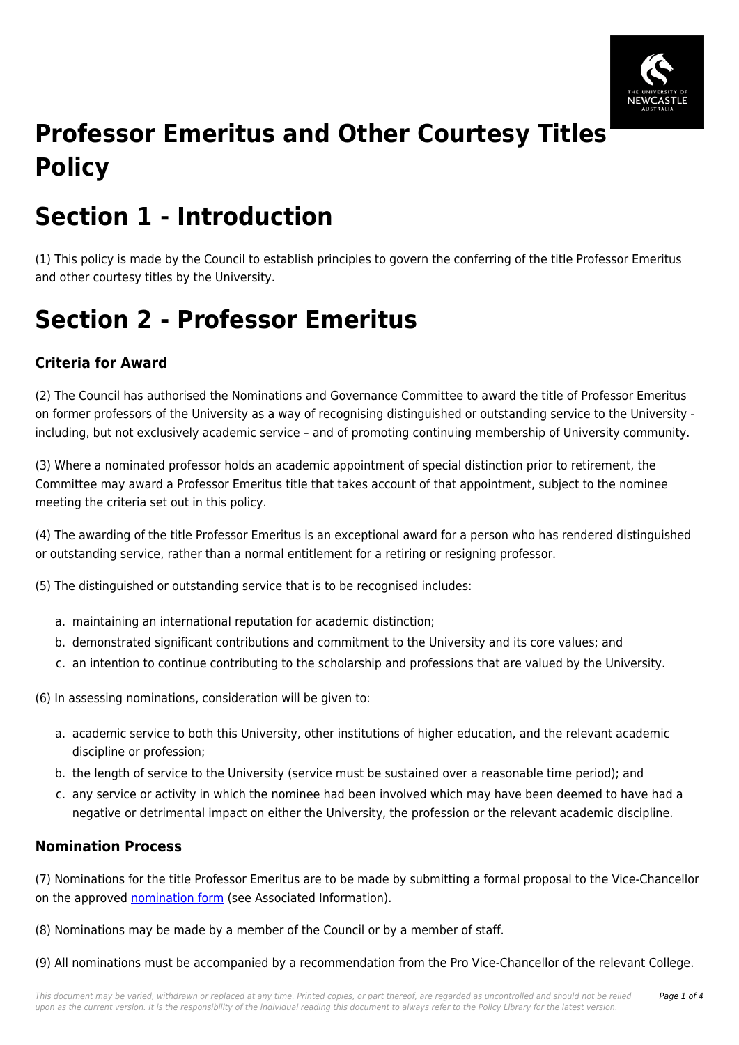# Professor Emeritus and Other Courtesy Titles Policy

# Section 1 - Introduction

(1) This policy is made by the Council to establish principles to govern the conferring of the title Professor Emeritus and other courtesy titles by the University.

# Section 2 - Professor Emeritus

### Criteria for Award

(2) The Council has authorised the Nominations and Governance Committee to award the title of Professor Emeritus on former professors of the University as a way of recognising distinguished or outstanding service to the University - including, but not exclusively academic service – and of promoting continuing membership of University community.

(3) Where a nominated professor holds an academic appointment of special distinction prior to retirement, the Committee may award a Professor Emeritus title that takes account of that appointment, subject to the nominee meeting the criteria set out in this policy.

(4) The awarding of the title Professor Emeritus is an exceptional award for a person who has rendered distinguished or outstanding service, rather than a normal entitlement for a retiring or resigning professor.

(5) The distinguished or outstanding service that is to be recognised includes:

a. maintaining an international reputation for academic distinction;
b. demonstrated significant contributions and commitment to the University and its core values; and
c. an intention to continue contributing to the scholarship and professions that are valued by the University.

(6) In assessing nominations, consideration will be given to:

a. academic service to both this University, other institutions of higher education, and the relevant academic discipline or profession;
b. the length of service to the University (service must be sustained over a reasonable time period); and
c. any service or activity in which the nominee had been involved which may have been deemed to have had a negative or detrimental impact on either the University, the profession or the relevant academic discipline.

### Nomination Process

(7) Nominations for the title Professor Emeritus are to be made by submitting a formal proposal to the Vice-Chancellor on the approved nomination form (see Associated Information).

(8) Nominations may be made by a member of the Council or by a member of staff.

(9) All nominations must be accompanied by a recommendation from the Pro Vice-Chancellor of the relevant College.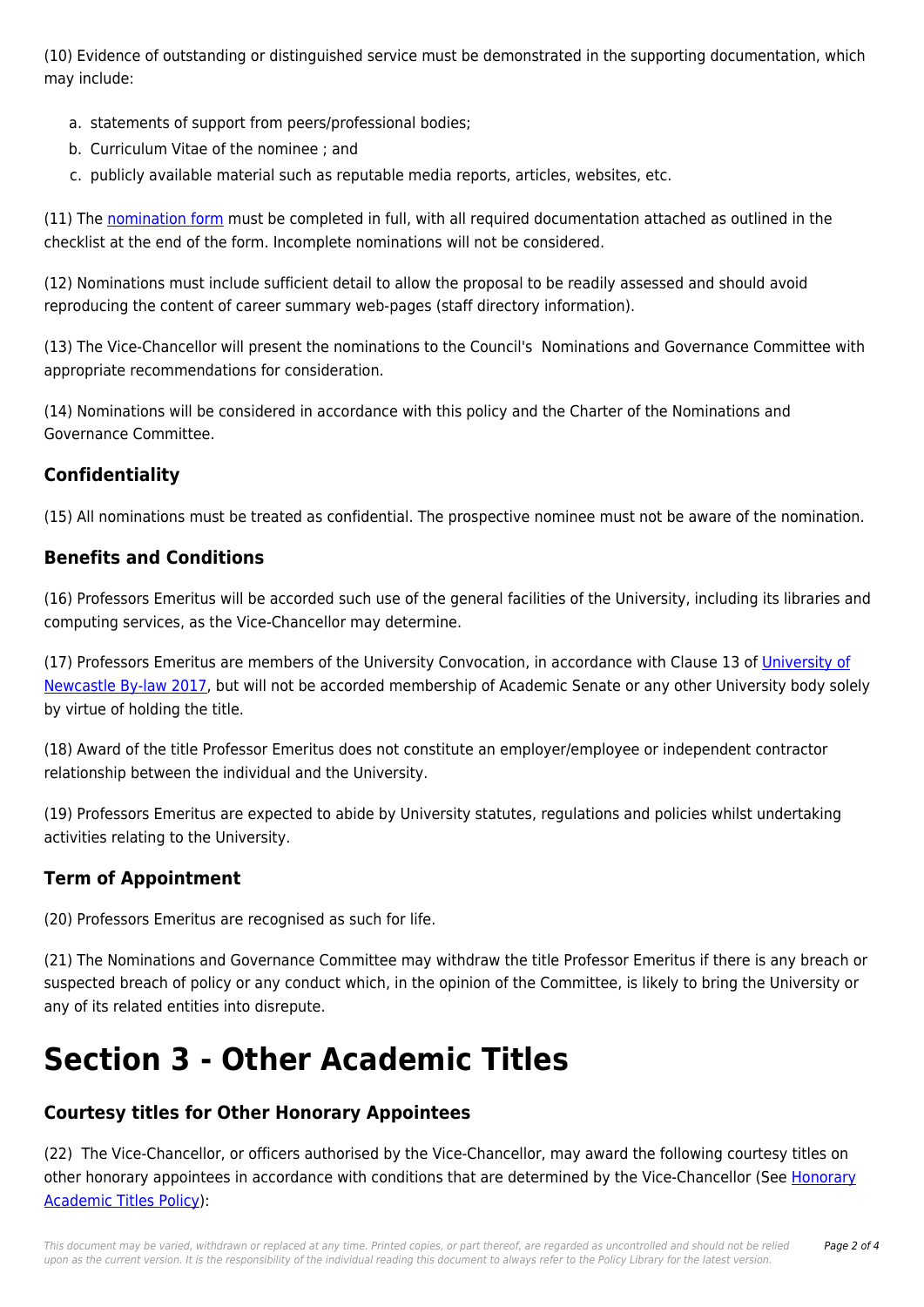(10) Evidence of outstanding or distinguished service must be demonstrated in the supporting documentation, which may include:

a. statements of support from peers/professional bodies;
b. Curriculum Vitae of the nominee ; and
c. publicly available material such as reputable media reports, articles, websites, etc.

(11) The nomination form must be completed in full, with all required documentation attached as outlined in the checklist at the end of the form. Incomplete nominations will not be considered.

(12) Nominations must include sufficient detail to allow the proposal to be readily assessed and should avoid reproducing the content of career summary web-pages (staff directory information).

(13) The Vice-Chancellor will present the nominations to the Council's Nominations and Governance Committee with appropriate recommendations for consideration.

(14) Nominations will be considered in accordance with this policy and the Charter of the Nominations and Governance Committee.

### Confidentiality

(15) All nominations must be treated as confidential. The prospective nominee must not be aware of the nomination.

### Benefits and Conditions

(16) Professors Emeritus will be accorded such use of the general facilities of the University, including its libraries and computing services, as the Vice-Chancellor may determine.

(17) Professors Emeritus are members of the University Convocation, in accordance with Clause 13 of University of Newcastle By-law 2017, but will not be accorded membership of Academic Senate or any other University body solely by virtue of holding the title.

(18) Award of the title Professor Emeritus does not constitute an employer/employee or independent contractor relationship between the individual and the University.

(19) Professors Emeritus are expected to abide by University statutes, regulations and policies whilst undertaking activities relating to the University.

### Term of Appointment

(20) Professors Emeritus are recognised as such for life.

(21) The Nominations and Governance Committee may withdraw the title Professor Emeritus if there is any breach or suspected breach of policy or any conduct which, in the opinion of the Committee, is likely to bring the University or any of its related entities into disrepute.

# Section 3 - Other Academic Titles

### Courtesy titles for Other Honorary Appointees

(22) The Vice-Chancellor, or officers authorised by the Vice-Chancellor, may award the following courtesy titles on other honorary appointees in accordance with conditions that are determined by the Vice-Chancellor (See Honorary Academic Titles Policy):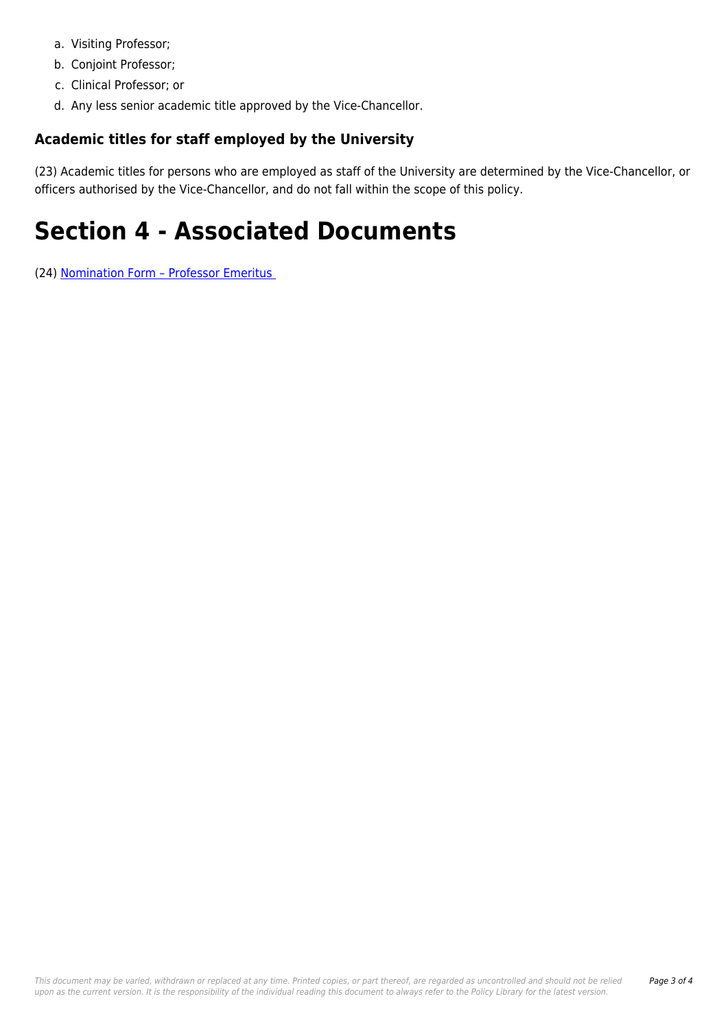a. Visiting Professor;
b. Conjoint Professor;
c. Clinical Professor; or
d. Any less senior academic title approved by the Vice-Chancellor.

### Academic titles for staff employed by the University

(23) Academic titles for persons who are employed as staff of the University are determined by the Vice-Chancellor, or officers authorised by the Vice-Chancellor, and do not fall within the scope of this policy.

# Section 4 - Associated Documents

(24) Nomination Form – Professor Emeritus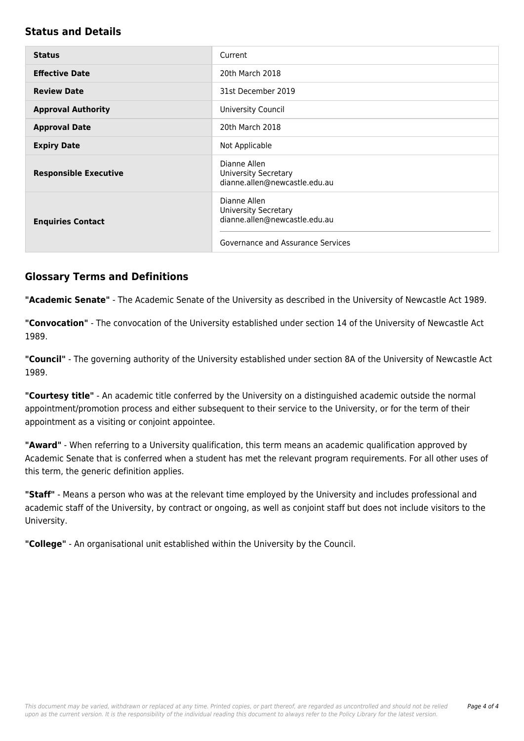## Status and Details

| | |
|---|---|
| **Status** | Current |
| **Effective Date** | 20th March 2018 |
| **Review Date** | 31st December 2019 |
| **Approval Authority** | University Council |
| **Approval Date** | 20th March 2018 |
| **Expiry Date** | Not Applicable |
| **Responsible Executive** | Dianne Allen<br>University Secretary<br>dianne.allen@newcastle.edu.au |
| **Enquiries Contact** | Dianne Allen<br>University Secretary<br>dianne.allen@newcastle.edu.au<br><br>Governance and Assurance Services |

## Glossary Terms and Definitions

**"Academic Senate"** - The Academic Senate of the University as described in the University of Newcastle Act 1989.

**"Convocation"** - The convocation of the University established under section 14 of the University of Newcastle Act 1989.

**"Council"** - The governing authority of the University established under section 8A of the University of Newcastle Act 1989.

**"Courtesy title"** - An academic title conferred by the University on a distinguished academic outside the normal appointment/promotion process and either subsequent to their service to the University, or for the term of their appointment as a visiting or conjoint appointee.

**"Award"** - When referring to a University qualification, this term means an academic qualification approved by Academic Senate that is conferred when a student has met the relevant program requirements. For all other uses of this term, the generic definition applies.

**"Staff"** - Means a person who was at the relevant time employed by the University and includes professional and academic staff of the University, by contract or ongoing, as well as conjoint staff but does not include visitors to the University.

**"College"** - An organisational unit established within the University by the Council.